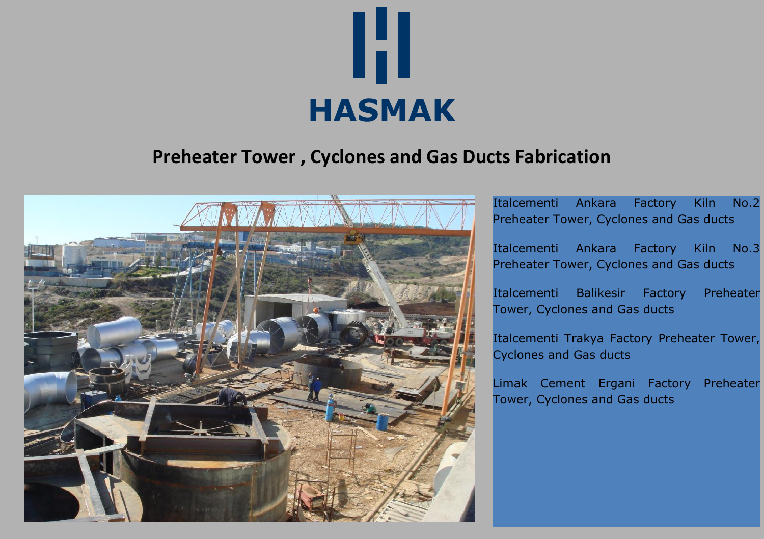# HASMAK

## Preheater Tower , Cyclones and Gas Ducts Fabrication

Italcementi Ankara Factory Kiln No.2 Preheater Tower, Cyclones and Gas ducts

Italcementi Ankara Factory Kiln No.3 Preheater Tower, Cyclones and Gas ducts

Italcementi Balikesir Factory Preheater Tower, Cyclones and Gas ducts

Italcementi Trakya Factory Preheater Tower, Cyclones and Gas ducts

Limak Cement Ergani Factory Preheater Tower, Cyclones and Gas ducts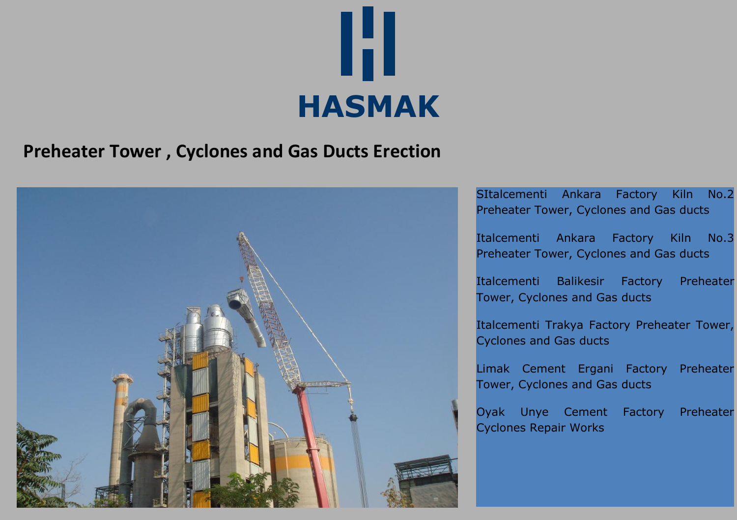HASMAK

## Preheater Tower , Cyclones and Gas Ducts Erection

SItalcementi Ankara Factory Kiln No.2 Preheater Tower, Cyclones and Gas ducts

Italcementi Ankara Factory Kiln No.3 Preheater Tower, Cyclones and Gas ducts

Italcementi Balikesir Factory Preheater Tower, Cyclones and Gas ducts

Italcementi Trakya Factory Preheater Tower, Cyclones and Gas ducts

Limak Cement Ergani Factory Preheater Tower, Cyclones and Gas ducts

Oyak Unye Cement Factory Preheater Cyclones Repair Works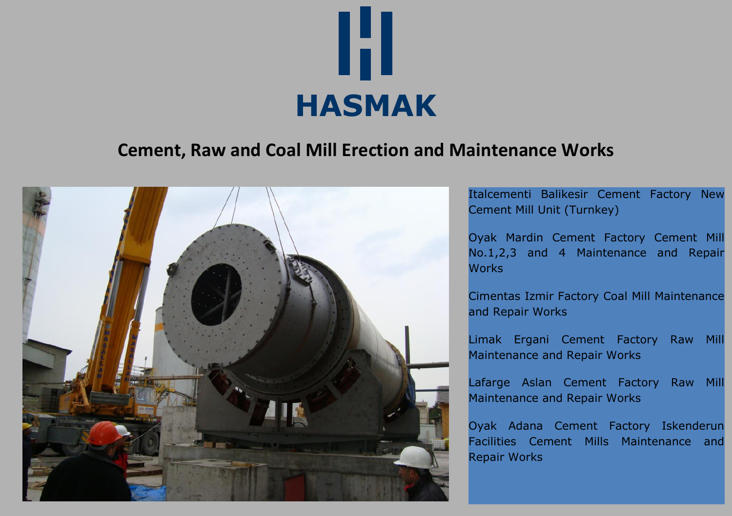# HASMAK

## Cement, Raw and Coal Mill Erection and Maintenance Works

Italcementi Balikesir Cement Factory New Cement Mill Unit (Turnkey)

Oyak Mardin Cement Factory Cement Mill No.1,2,3 and 4 Maintenance and Repair Works

Cimentas Izmir Factory Coal Mill Maintenance and Repair Works

Limak Ergani Cement Factory Raw Mill Maintenance and Repair Works

Lafarge Aslan Cement Factory Raw Mill Maintenance and Repair Works

Oyak Adana Cement Factory Iskenderun Facilities Cement Mills Maintenance and Repair Works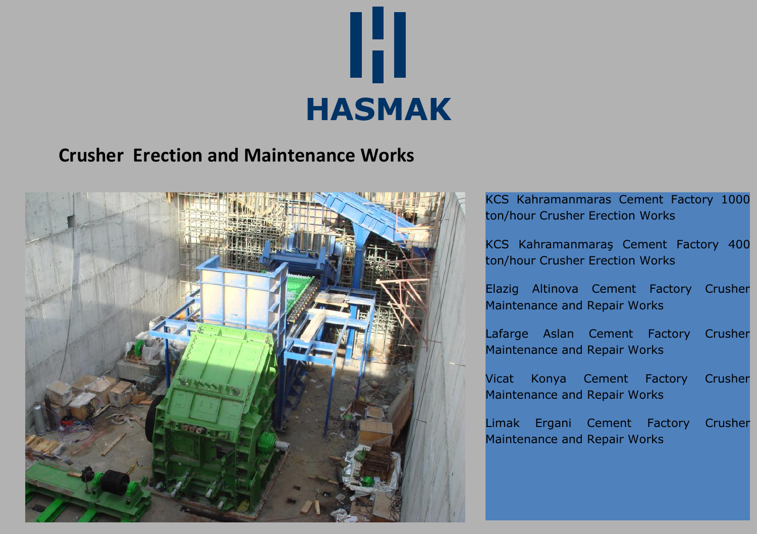# HASMAK

## Crusher Erection and Maintenance Works

KCS Kahramanmaras Cement Factory 1000 ton/hour Crusher Erection Works

KCS Kahramanmaraş Cement Factory 400 ton/hour Crusher Erection Works

Elazig Altinova Cement Factory Crusher Maintenance and Repair Works

Lafarge Aslan Cement Factory Crusher Maintenance and Repair Works

Vicat Konya Cement Factory Crusher Maintenance and Repair Works

Limak Ergani Cement Factory Crusher Maintenance and Repair Works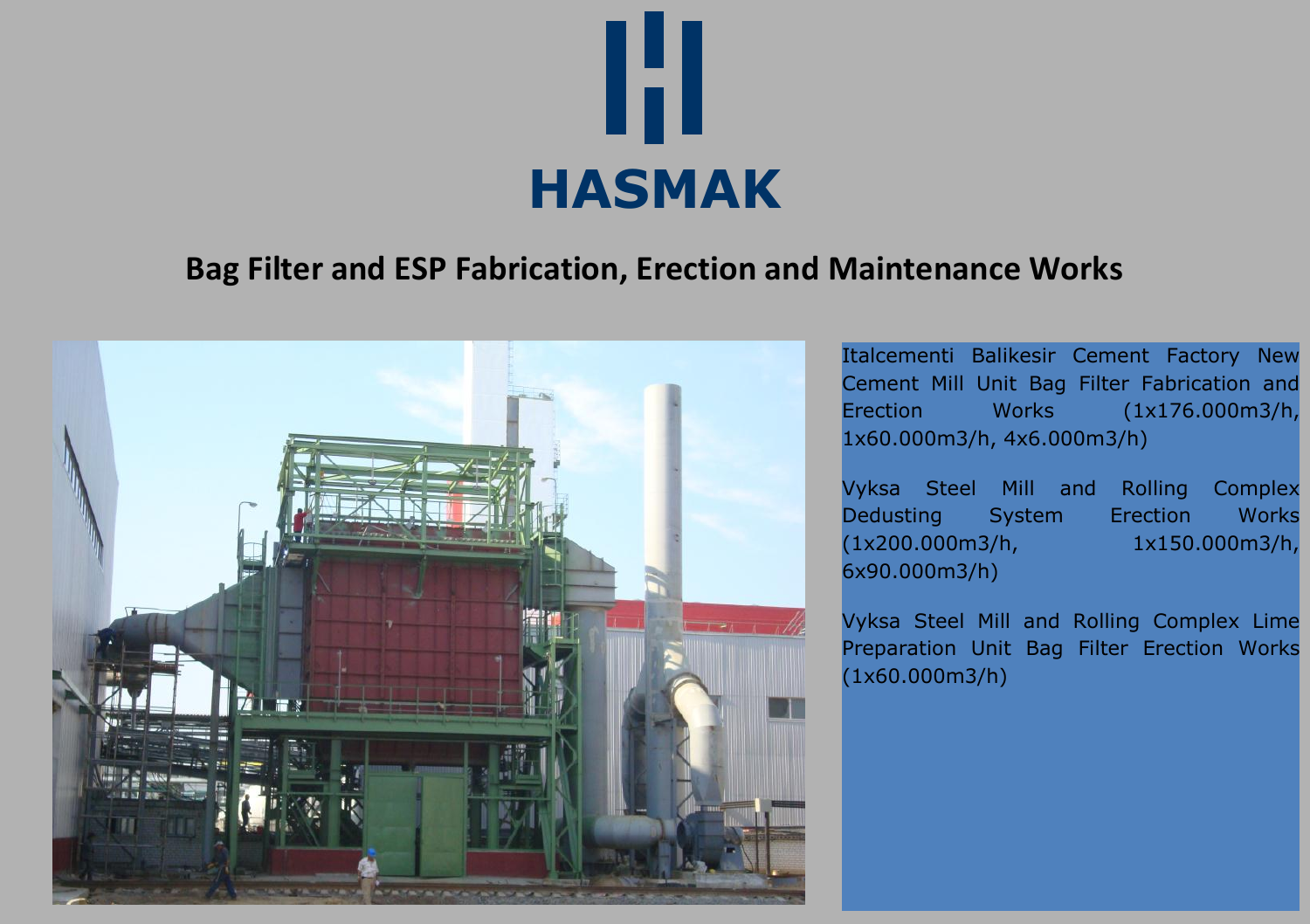# HASMAK

## Bag Filter and ESP Fabrication, Erection and Maintenance Works

Italcementi Balikesir Cement Factory New Cement Mill Unit Bag Filter Fabrication and Erection Works (1x176.000m3/h, 1x60.000m3/h, 4x6.000m3/h)

Vyksa Steel Mill and Rolling Complex Dedusting System Erection Works (1x200.000m3/h, 1x150.000m3/h, 6x90.000m3/h)

Vyksa Steel Mill and Rolling Complex Lime Preparation Unit Bag Filter Erection Works (1x60.000m3/h)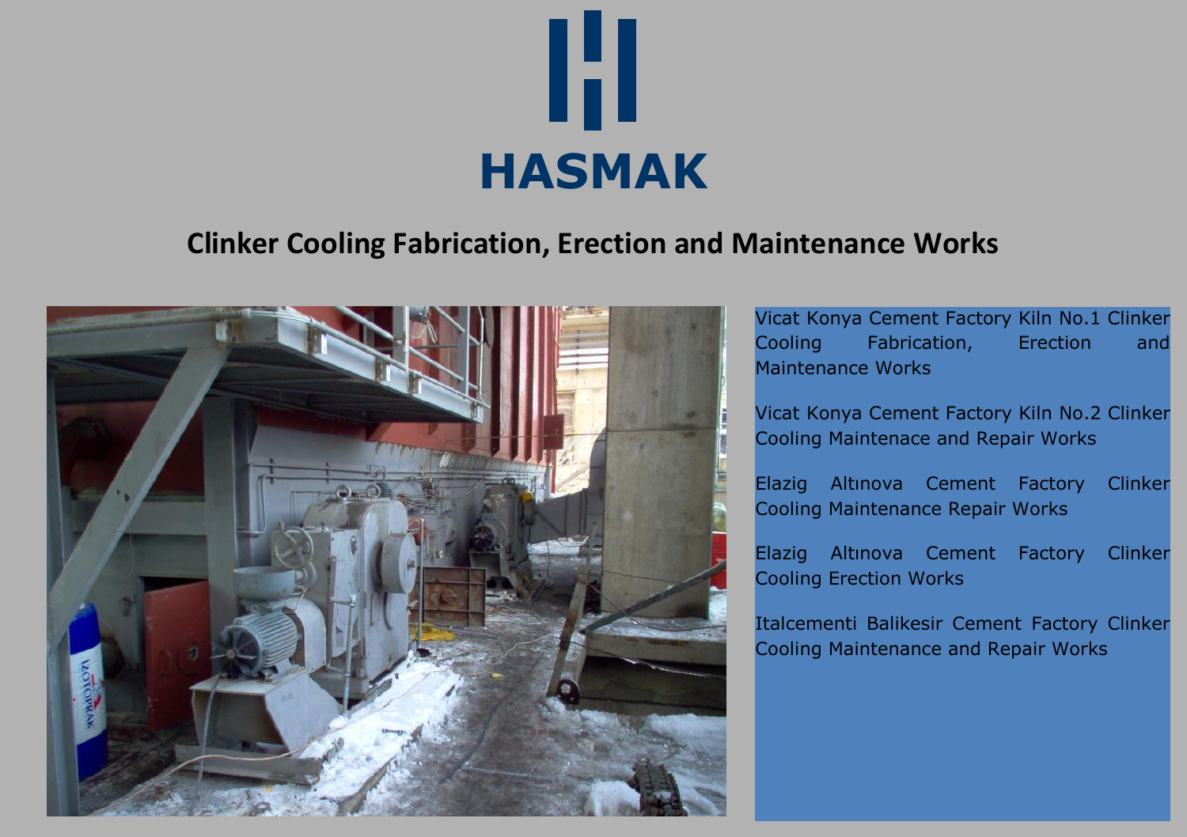HASMAK

## Clinker Cooling Fabrication, Erection and Maintenance Works

Vicat Konya Cement Factory Kiln No.1 Clinker Cooling Fabrication, Erection and Maintenance Works

Vicat Konya Cement Factory Kiln No.2 Clinker Cooling Maintenace and Repair Works

Elazig Altınova Cement Factory Clinker Cooling Maintenance Repair Works

Elazig Altınova Cement Factory Clinker Cooling Erection Works

Italcementi Balikesir Cement Factory Clinker Cooling Maintenance and Repair Works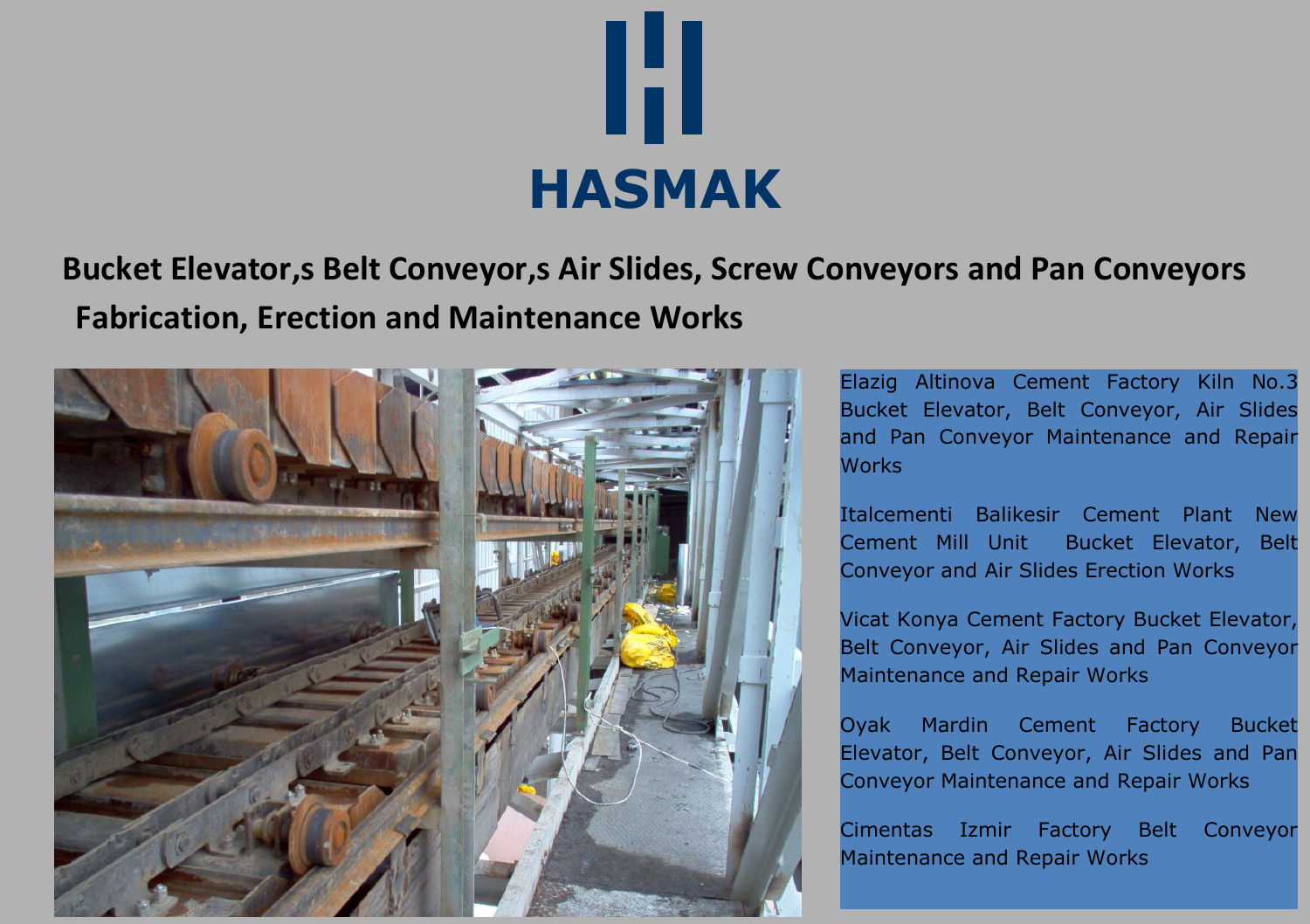# HASMAK

## Bucket Elevator,s Belt Conveyor,s Air Slides, Screw Conveyors and Pan Conveyors Fabrication, Erection and Maintenance Works

Elazig Altinova Cement Factory Kiln No.3 Bucket Elevator, Belt Conveyor, Air Slides and Pan Conveyor Maintenance and Repair Works

Italcementi Balikesir Cement Plant New Cement Mill Unit Bucket Elevator, Belt Conveyor and Air Slides Erection Works

Vicat Konya Cement Factory Bucket Elevator, Belt Conveyor, Air Slides and Pan Conveyor Maintenance and Repair Works

Oyak Mardin Cement Factory Bucket Elevator, Belt Conveyor, Air Slides and Pan Conveyor Maintenance and Repair Works

Cimentas Izmir Factory Belt Conveyor Maintenance and Repair Works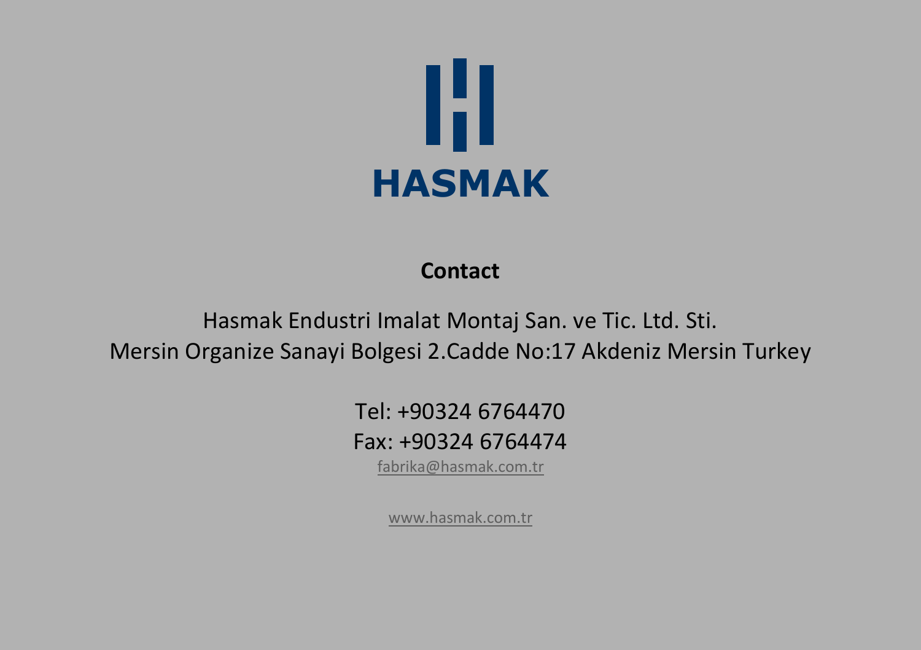HASMAK

## Contact

Hasmak Endustri Imalat Montaj San. ve Tic. Ltd. Sti.
Mersin Organize Sanayi Bolgesi 2.Cadde No:17 Akdeniz Mersin Turkey

Tel: +90324 6764470
Fax: +90324 6764474
fabrika@hasmak.com.tr

www.hasmak.com.tr